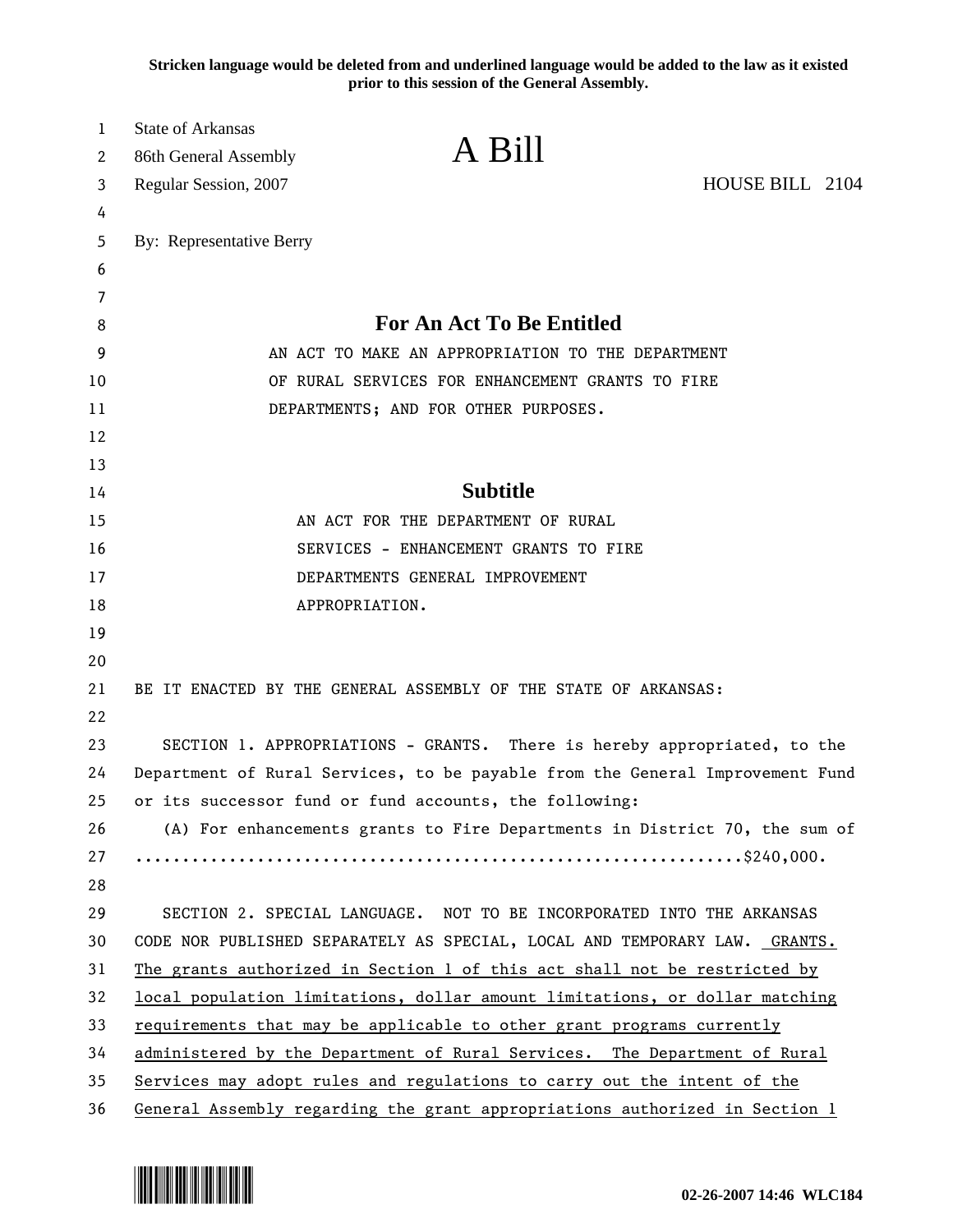**Stricken language would be deleted from and underlined language would be added to the law as it existed prior to this session of the General Assembly.**

State of Arkansas
86th General Assembly
Regular Session, 2007

# A Bill

HOUSE BILL 2104

By: Representative Berry

## For An Act To Be Entitled

AN ACT TO MAKE AN APPROPRIATION TO THE DEPARTMENT OF RURAL SERVICES FOR ENHANCEMENT GRANTS TO FIRE DEPARTMENTS; AND FOR OTHER PURPOSES.

## Subtitle

AN ACT FOR THE DEPARTMENT OF RURAL SERVICES - ENHANCEMENT GRANTS TO FIRE DEPARTMENTS GENERAL IMPROVEMENT APPROPRIATION.

BE IT ENACTED BY THE GENERAL ASSEMBLY OF THE STATE OF ARKANSAS:

SECTION 1. APPROPRIATIONS - GRANTS. There is hereby appropriated, to the Department of Rural Services, to be payable from the General Improvement Fund or its successor fund or fund accounts, the following:

(A) For enhancements grants to Fire Departments in District 70, the sum of ................................................................$240,000.

SECTION 2. SPECIAL LANGUAGE. NOT TO BE INCORPORATED INTO THE ARKANSAS CODE NOR PUBLISHED SEPARATELY AS SPECIAL, LOCAL AND TEMPORARY LAW. <u>GRANTS. The grants authorized in Section 1 of this act shall not be restricted by local population limitations, dollar amount limitations, or dollar matching requirements that may be applicable to other grant programs currently administered by the Department of Rural Services. The Department of Rural Services may adopt rules and regulations to carry out the intent of the General Assembly regarding the grant appropriations authorized in Section 1</u>

02-26-2007 14:46 WLC184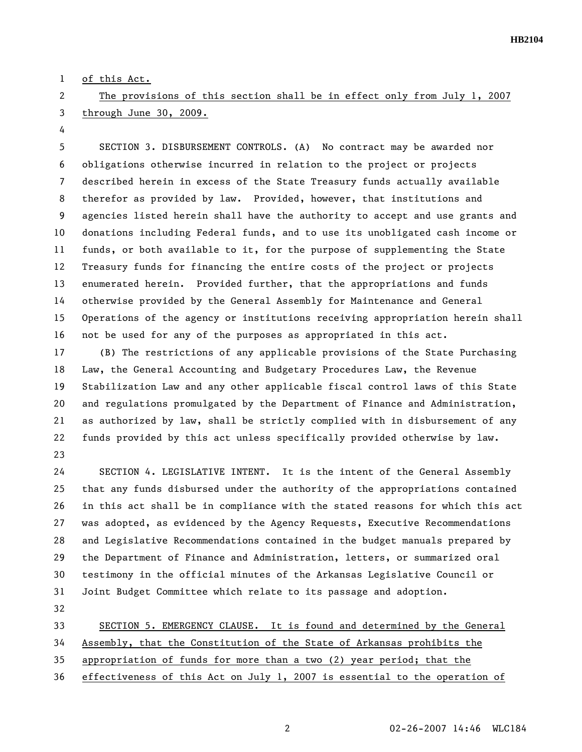of this Act.

The provisions of this section shall be in effect only from July 1, 2007 through June 30, 2009.

SECTION 3. DISBURSEMENT CONTROLS. (A) No contract may be awarded nor obligations otherwise incurred in relation to the project or projects described herein in excess of the State Treasury funds actually available therefor as provided by law. Provided, however, that institutions and agencies listed herein shall have the authority to accept and use grants and donations including Federal funds, and to use its unobligated cash income or funds, or both available to it, for the purpose of supplementing the State Treasury funds for financing the entire costs of the project or projects enumerated herein. Provided further, that the appropriations and funds otherwise provided by the General Assembly for Maintenance and General Operations of the agency or institutions receiving appropriation herein shall not be used for any of the purposes as appropriated in this act.

(B) The restrictions of any applicable provisions of the State Purchasing Law, the General Accounting and Budgetary Procedures Law, the Revenue Stabilization Law and any other applicable fiscal control laws of this State and regulations promulgated by the Department of Finance and Administration, as authorized by law, shall be strictly complied with in disbursement of any funds provided by this act unless specifically provided otherwise by law.

SECTION 4. LEGISLATIVE INTENT. It is the intent of the General Assembly that any funds disbursed under the authority of the appropriations contained in this act shall be in compliance with the stated reasons for which this act was adopted, as evidenced by the Agency Requests, Executive Recommendations and Legislative Recommendations contained in the budget manuals prepared by the Department of Finance and Administration, letters, or summarized oral testimony in the official minutes of the Arkansas Legislative Council or Joint Budget Committee which relate to its passage and adoption.

SECTION 5. EMERGENCY CLAUSE. It is found and determined by the General Assembly, that the Constitution of the State of Arkansas prohibits the appropriation of funds for more than a two (2) year period; that the effectiveness of this Act on July 1, 2007 is essential to the operation of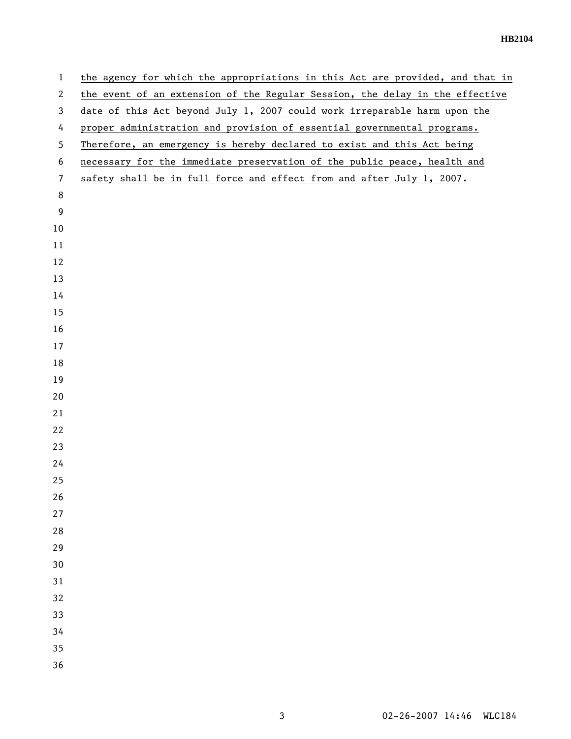the agency for which the appropriations in this Act are provided, and that in the event of an extension of the Regular Session, the delay in the effective date of this Act beyond July 1, 2007 could work irreparable harm upon the proper administration and provision of essential governmental programs. Therefore, an emergency is hereby declared to exist and this Act being necessary for the immediate preservation of the public peace, health and safety shall be in full force and effect from and after July 1, 2007.